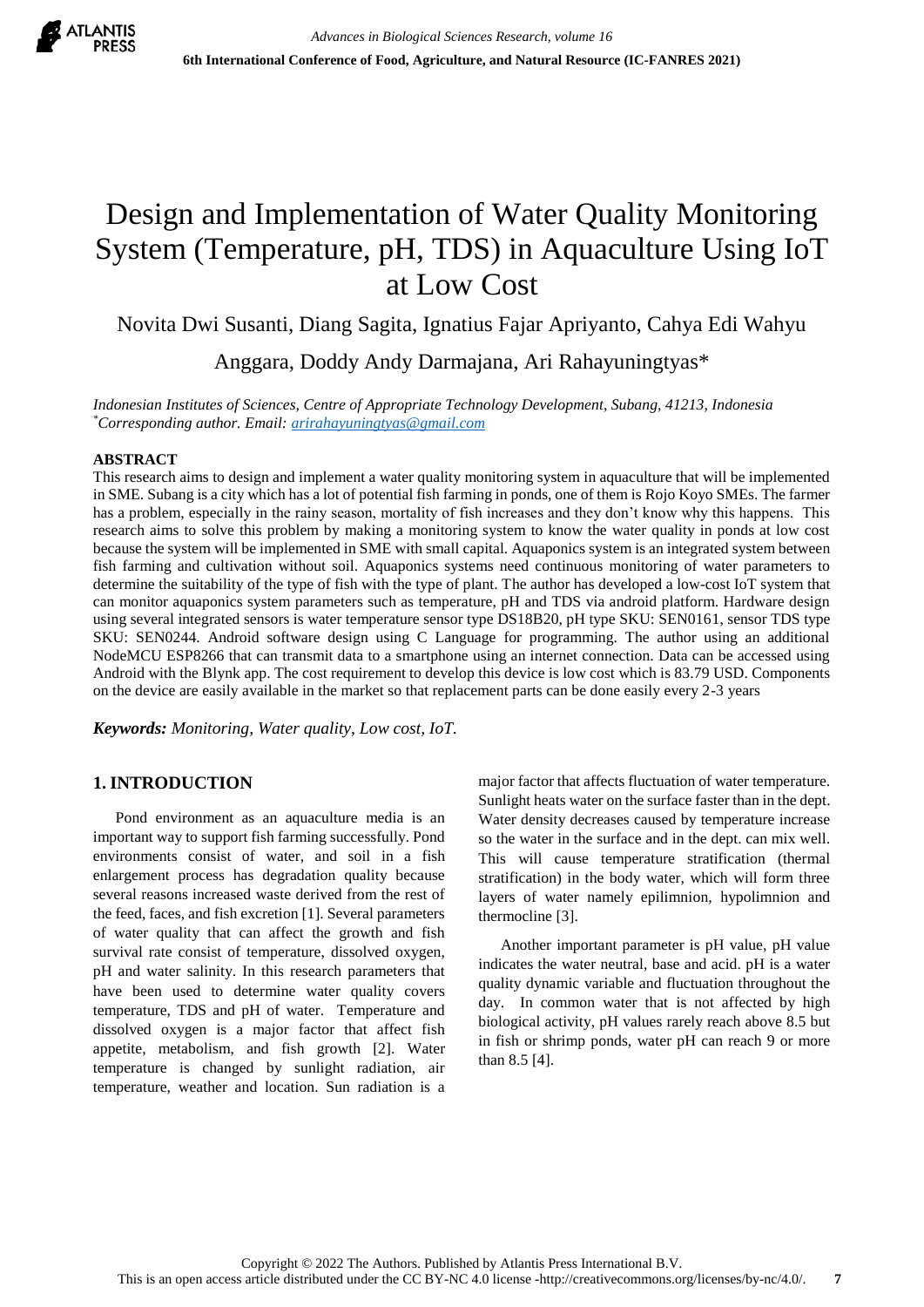# Design and Implementation of Water Quality Monitoring System (Temperature, pH, TDS) in Aquaculture Using IoT at Low Cost

Novita Dwi Susanti, Diang Sagita, Ignatius Fajar Apriyanto, Cahya Edi Wahyu Anggara, Doddy Andy Darmajana, Ari Rahayuningtyas*

*Indonesian Institutes of Sciences, Centre of Appropriate Technology Development, Subang, 41213, Indonesia*
*Corresponding author. Email: arirahayuningtyas@gmail.com*

## ABSTRACT

This research aims to design and implement a water quality monitoring system in aquaculture that will be implemented in SME. Subang is a city which has a lot of potential fish farming in ponds, one of them is Rojo Koyo SMEs. The farmer has a problem, especially in the rainy season, mortality of fish increases and they don't know why this happens. This research aims to solve this problem by making a monitoring system to know the water quality in ponds at low cost because the system will be implemented in SME with small capital. Aquaponics system is an integrated system between fish farming and cultivation without soil. Aquaponics systems need continuous monitoring of water parameters to determine the suitability of the type of fish with the type of plant. The author has developed a low-cost IoT system that can monitor aquaponics system parameters such as temperature, pH and TDS via android platform. Hardware design using several integrated sensors is water temperature sensor type DS18B20, pH type SKU: SEN0161, sensor TDS type SKU: SEN0244. Android software design using C Language for programming. The author using an additional NodeMCU ESP8266 that can transmit data to a smartphone using an internet connection. Data can be accessed using Android with the Blynk app. The cost requirement to develop this device is low cost which is 83.79 USD. Components on the device are easily available in the market so that replacement parts can be done easily every 2-3 years

***Keywords:*** *Monitoring, Water quality, Low cost, IoT.*

## 1. INTRODUCTION

Pond environment as an aquaculture media is an important way to support fish farming successfully. Pond environments consist of water, and soil in a fish enlargement process has degradation quality because several reasons increased waste derived from the rest of the feed, faces, and fish excretion [1]. Several parameters of water quality that can affect the growth and fish survival rate consist of temperature, dissolved oxygen, pH and water salinity. In this research parameters that have been used to determine water quality covers temperature, TDS and pH of water. Temperature and dissolved oxygen is a major factor that affect fish appetite, metabolism, and fish growth [2]. Water temperature is changed by sunlight radiation, air temperature, weather and location. Sun radiation is a major factor that affects fluctuation of water temperature. Sunlight heats water on the surface faster than in the dept. Water density decreases caused by temperature increase so the water in the surface and in the dept. can mix well. This will cause temperature stratification (thermal stratification) in the body water, which will form three layers of water namely epilimnion, hypolimnion and thermocline [3].

Another important parameter is pH value, pH value indicates the water neutral, base and acid. pH is a water quality dynamic variable and fluctuation throughout the day. In common water that is not affected by high biological activity, pH values rarely reach above 8.5 but in fish or shrimp ponds, water pH can reach 9 or more than 8.5 [4].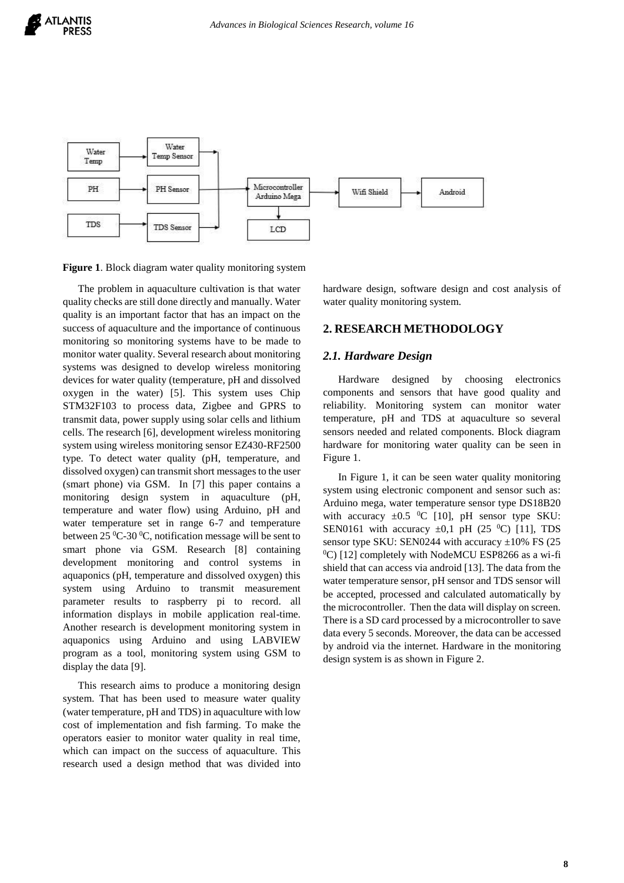**Figure 1**. Block diagram water quality monitoring system

The problem in aquaculture cultivation is that water quality checks are still done directly and manually. Water quality is an important factor that has an impact on the success of aquaculture and the importance of continuous monitoring so monitoring systems have to be made to monitor water quality. Several research about monitoring systems was designed to develop wireless monitoring devices for water quality (temperature, pH and dissolved oxygen in the water) [5]. This system uses Chip STM32F103 to process data, Zigbee and GPRS to transmit data, power supply using solar cells and lithium cells. The research [6], development wireless monitoring system using wireless monitoring sensor EZ430-RF2500 type. To detect water quality (pH, temperature, and dissolved oxygen) can transmit short messages to the user (smart phone) via GSM. In [7] this paper contains a monitoring design system in aquaculture (pH, temperature and water flow) using Arduino, pH and water temperature set in range 6-7 and temperature between 25 $^0$C-30 $^0$C, notification message will be sent to smart phone via GSM. Research [8] containing development monitoring and control systems in aquaponics (pH, temperature and dissolved oxygen) this system using Arduino to transmit measurement parameter results to raspberry pi to record. all information displays in mobile application real-time. Another research is development monitoring system in aquaponics using Arduino and using LABVIEW program as a tool, monitoring system using GSM to display the data [9].

This research aims to produce a monitoring design system. That has been used to measure water quality (water temperature, pH and TDS) in aquaculture with low cost of implementation and fish farming. To make the operators easier to monitor water quality in real time, which can impact on the success of aquaculture. This research used a design method that was divided into hardware design, software design and cost analysis of water quality monitoring system.

## 2. RESEARCH METHODOLOGY

### *2.1. Hardware Design*

Hardware designed by choosing electronics components and sensors that have good quality and reliability. Monitoring system can monitor water temperature, pH and TDS at aquaculture so several sensors needed and related components. Block diagram hardware for monitoring water quality can be seen in Figure 1.

In Figure 1, it can be seen water quality monitoring system using electronic component and sensor such as: Arduino mega, water temperature sensor type DS18B20 with accuracy ±0.5 $^0$C [10], pH sensor type SKU: SEN0161 with accuracy ±0,1 pH (25 $^0$C) [11], TDS sensor type SKU: SEN0244 with accuracy ±10% FS (25 $^0$C) [12] completely with NodeMCU ESP8266 as a wi-fi shield that can access via android [13]. The data from the water temperature sensor, pH sensor and TDS sensor will be accepted, processed and calculated automatically by the microcontroller. Then the data will display on screen. There is a SD card processed by a microcontroller to save data every 5 seconds. Moreover, the data can be accessed by android via the internet. Hardware in the monitoring design system is as shown in Figure 2.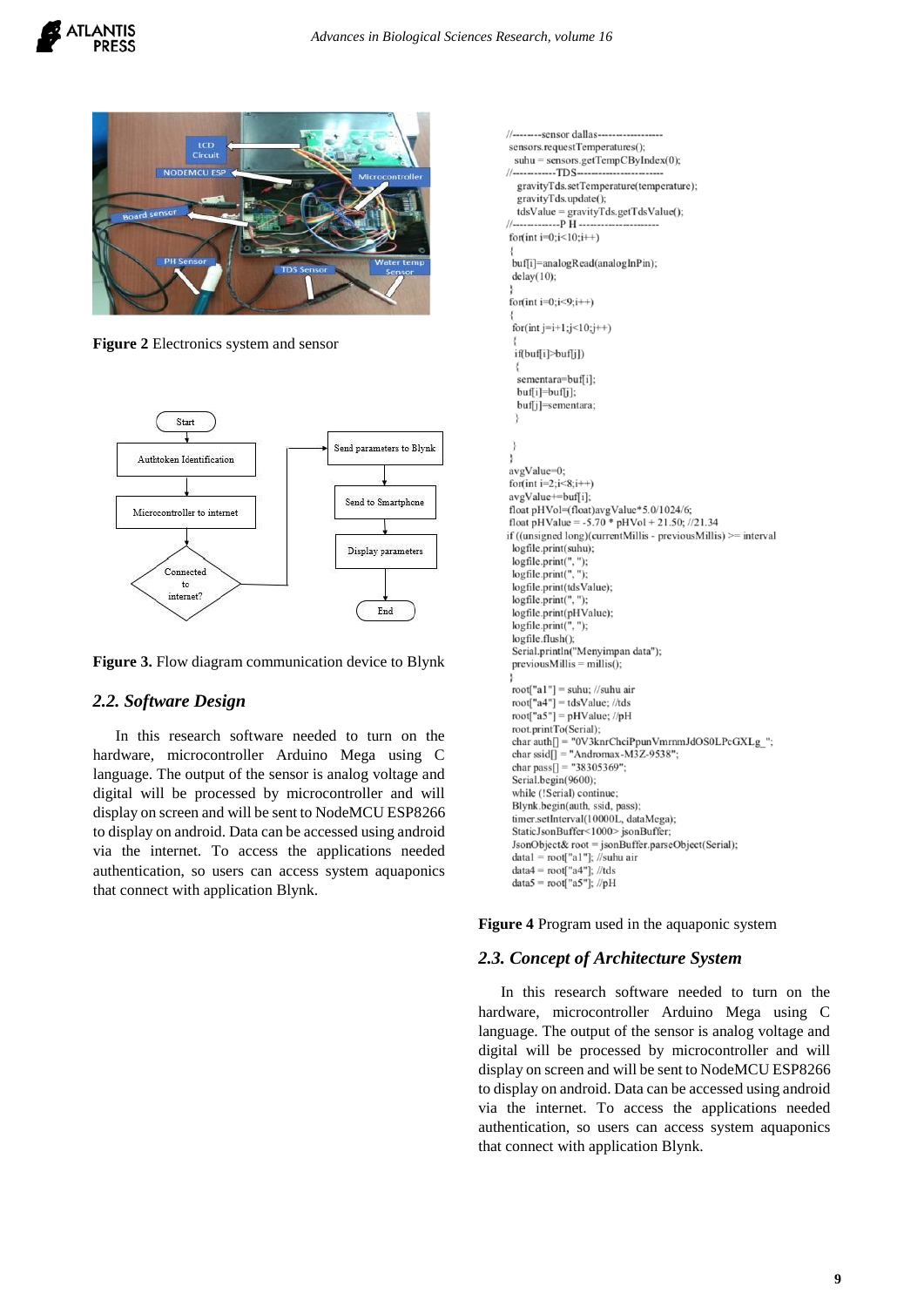Figure 2 Electronics system and sensor

Figure 3. Flow diagram communication device to Blynk

### 2.2. Software Design

In this research software needed to turn on the hardware, microcontroller Arduino Mega using C language. The output of the sensor is analog voltage and digital will be processed by microcontroller and will display on screen and will be sent to NodeMCU ESP8266 to display on android. Data can be accessed using android via the internet. To access the applications needed authentication, so users can access system aquaponics that connect with application Blynk.

```
//--------sensor dallas------------------
 sensors.requestTemperatures();
  suhu = sensors.getTempCByIndex(0);
//------------TDS-----------------------
   gravityTds.setTemperature(temperature);
   gravityTds.update();
   tdsValue = gravityTds.getTdsValue();
//-------------P H ----------------------
 for(int i=0;i<10;i++)
 {
  buf[i]=analogRead(analogInPin);
  delay(10);
 }
 for(int i=0;i<9;i++)
 {
  for(int j=i+1;j<10;j++)
  {
   if(buf[i]>buf[j])
   {
    sementara=buf[i];
    buf[i]=buf[j];
    buf[j]=sementara;
   }


  }
 }
 avgValue=0;
 for(int i=2;i<8;i++)
 avgValue+=buf[i];
 float pHVol=(float)avgValue*5.0/1024/6;
 float pHValue = -5.70 * pHVol + 21.50; //21.34
if ((unsigned long)(currentMillis - previousMillis) >= interval
  logfile.print(suhu);
  logfile.print(", ");
  logfile.print(", ");
  logfile.print(tdsValue);
  logfile.print(", ");
  logfile.print(pHValue);
  logfile.print(", ");
  logfile.flush();
  Serial.println("Menyimpan data");
  previousMillis = millis();
 }
  root["a1"] = suhu; //suhu air
  root["a4"] = tdsValue; //tds
  root["a5"] = pHValue; //pH
  root.printTo(Serial);
  char auth[] = "0V3knrChciPpunVmrnmJdOS0LPcGXLg_";
  char ssid[] = "Andromax-M3Z-9538";
  char pass[] = "38305369";
  Serial.begin(9600);
  while (!Serial) continue;
  Blynk.begin(auth, ssid, pass);
  timer.setInterval(10000L, dataMega);
  StaticJsonBuffer<1000> jsonBuffer;
  JsonObject& root = jsonBuffer.parseObject(Serial);
  data1 = root["a1"]; //suhu air
  data4 = root["a4"]; //tds
  data5 = root["a5"]; //pH
```

**Figure 4** Program used in the aquaponic system

### 2.3. Concept of Architecture System

In this research software needed to turn on the hardware, microcontroller Arduino Mega using C language. The output of the sensor is analog voltage and digital will be processed by microcontroller and will display on screen and will be sent to NodeMCU ESP8266 to display on android. Data can be accessed using android via the internet. To access the applications needed authentication, so users can access system aquaponics that connect with application Blynk.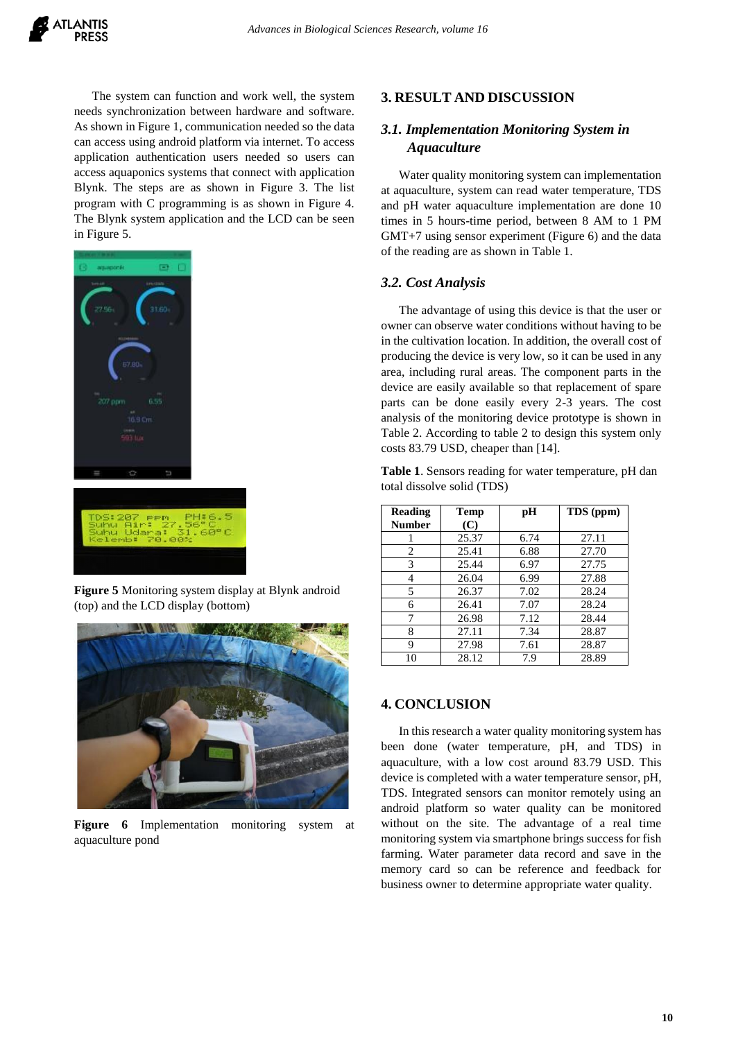The system can function and work well, the system needs synchronization between hardware and software. As shown in Figure 1, communication needed so the data can access using android platform via internet. To access application authentication users needed so users can access aquaponics systems that connect with application Blynk. The steps are as shown in Figure 3. The list program with C programming is as shown in Figure 4. The Blynk system application and the LCD can be seen in Figure 5.

**Figure 5** Monitoring system display at Blynk android (top) and the LCD display (bottom)

**Figure 6** Implementation monitoring system at aquaculture pond

## 3. RESULT AND DISCUSSION

### *3.1. Implementation Monitoring System in Aquaculture*

Water quality monitoring system can implementation at aquaculture, system can read water temperature, TDS and pH water aquaculture implementation are done 10 times in 5 hours-time period, between 8 AM to 1 PM GMT+7 using sensor experiment (Figure 6) and the data of the reading are as shown in Table 1.

### *3.2. Cost Analysis*

The advantage of using this device is that the user or owner can observe water conditions without having to be in the cultivation location. In addition, the overall cost of producing the device is very low, so it can be used in any area, including rural areas. The component parts in the device are easily available so that replacement of spare parts can be done easily every 2-3 years. The cost analysis of the monitoring device prototype is shown in Table 2. According to table 2 to design this system only costs 83.79 USD, cheaper than [14].

**Table 1**. Sensors reading for water temperature, pH dan total dissolve solid (TDS)

| Reading Number | Temp (C) | pH | TDS (ppm) |
|---|---|---|---|
| 1 | 25.37 | 6.74 | 27.11 |
| 2 | 25.41 | 6.88 | 27.70 |
| 3 | 25.44 | 6.97 | 27.75 |
| 4 | 26.04 | 6.99 | 27.88 |
| 5 | 26.37 | 7.02 | 28.24 |
| 6 | 26.41 | 7.07 | 28.24 |
| 7 | 26.98 | 7.12 | 28.44 |
| 8 | 27.11 | 7.34 | 28.87 |
| 9 | 27.98 | 7.61 | 28.87 |
| 10 | 28.12 | 7.9 | 28.89 |

## 4. CONCLUSION

In this research a water quality monitoring system has been done (water temperature, pH, and TDS) in aquaculture, with a low cost around 83.79 USD. This device is completed with a water temperature sensor, pH, TDS. Integrated sensors can monitor remotely using an android platform so water quality can be monitored without on the site. The advantage of a real time monitoring system via smartphone brings success for fish farming. Water parameter data record and save in the memory card so can be reference and feedback for business owner to determine appropriate water quality.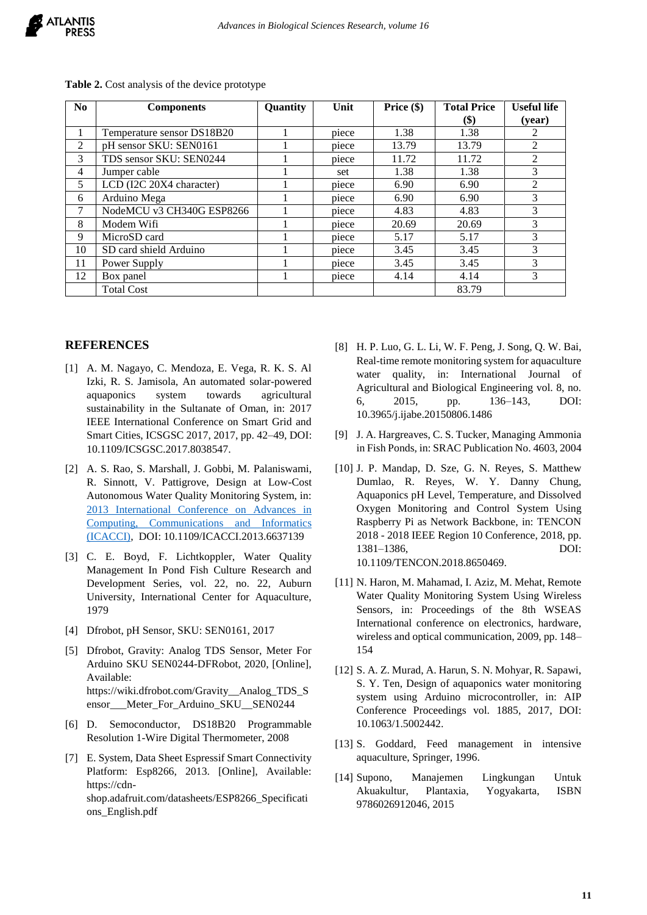**Table 2.** Cost analysis of the device prototype

| No | Components | Quantity | Unit | Price ($) | Total Price ($) | Useful life (year) |
|---|---|---|---|---|---|---|
| 1 | Temperature sensor DS18B20 | 1 | piece | 1.38 | 1.38 | 2 |
| 2 | pH sensor SKU: SEN0161 | 1 | piece | 13.79 | 13.79 | 2 |
| 3 | TDS sensor SKU: SEN0244 | 1 | piece | 11.72 | 11.72 | 2 |
| 4 | Jumper cable | 1 | set | 1.38 | 1.38 | 3 |
| 5 | LCD (I2C 20X4 character) | 1 | piece | 6.90 | 6.90 | 2 |
| 6 | Arduino Mega | 1 | piece | 6.90 | 6.90 | 3 |
| 7 | NodeMCU v3 CH340G ESP8266 | 1 | piece | 4.83 | 4.83 | 3 |
| 8 | Modem Wifi | 1 | piece | 20.69 | 20.69 | 3 |
| 9 | MicroSD card | 1 | piece | 5.17 | 5.17 | 3 |
| 10 | SD card shield Arduino | 1 | piece | 3.45 | 3.45 | 3 |
| 11 | Power Supply | 1 | piece | 3.45 | 3.45 | 3 |
| 12 | Box panel | 1 | piece | 4.14 | 4.14 | 3 |
| | Total Cost | | | | 83.79 | |

## REFERENCES

[1] A. M. Nagayo, C. Mendoza, E. Vega, R. K. S. Al Izki, R. S. Jamisola, An automated solar-powered aquaponics system towards agricultural sustainability in the Sultanate of Oman, in: 2017 IEEE International Conference on Smart Grid and Smart Cities, ICSGSC 2017, 2017, pp. 42–49, DOI: 10.1109/ICSGSC.2017.8038547.

[2] A. S. Rao, S. Marshall, J. Gobbi, M. Palaniswami, R. Sinnott, V. Pattigrove, Design at Low-Cost Autonomous Water Quality Monitoring System, in: 2013 International Conference on Advances in Computing, Communications and Informatics (ICACCI), DOI: 10.1109/ICACCI.2013.6637139

[3] C. E. Boyd, F. Lichtkoppler, Water Quality Management In Pond Fish Culture Research and Development Series, vol. 22, no. 22, Auburn University, International Center for Aquaculture, 1979

[4] Dfrobot, pH Sensor, SKU: SEN0161, 2017

[5] Dfrobot, Gravity: Analog TDS Sensor, Meter For Arduino SKU SEN0244-DFRobot, 2020, [Online], Available: https://wiki.dfrobot.com/Gravity__Analog_TDS_Sensor___Meter_For_Arduino_SKU__SEN0244

[6] D. Semoconductor, DS18B20 Programmable Resolution 1-Wire Digital Thermometer, 2008

[7] E. System, Data Sheet Espressif Smart Connectivity Platform: Esp8266, 2013. [Online], Available: https://cdn-shop.adafruit.com/datasheets/ESP8266_Specifications_English.pdf

[8] H. P. Luo, G. L. Li, W. F. Peng, J. Song, Q. W. Bai, Real-time remote monitoring system for aquaculture water quality, in: International Journal of Agricultural and Biological Engineering vol. 8, no. 6, 2015, pp. 136–143, DOI: 10.3965/j.ijabe.20150806.1486

[9] J. A. Hargreaves, C. S. Tucker, Managing Ammonia in Fish Ponds, in: SRAC Publication No. 4603, 2004

[10] J. P. Mandap, D. Sze, G. N. Reyes, S. Matthew Dumlao, R. Reyes, W. Y. Danny Chung, Aquaponics pH Level, Temperature, and Dissolved Oxygen Monitoring and Control System Using Raspberry Pi as Network Backbone, in: TENCON 2018 - 2018 IEEE Region 10 Conference, 2018, pp. 1381–1386, DOI: 10.1109/TENCON.2018.8650469.

[11] N. Haron, M. Mahamad, I. Aziz, M. Mehat, Remote Water Quality Monitoring System Using Wireless Sensors, in: Proceedings of the 8th WSEAS International conference on electronics, hardware, wireless and optical communication, 2009, pp. 148–154

[12] S. A. Z. Murad, A. Harun, S. N. Mohyar, R. Sapawi, S. Y. Ten, Design of aquaponics water monitoring system using Arduino microcontroller, in: AIP Conference Proceedings vol. 1885, 2017, DOI: 10.1063/1.5002442.

[13] S. Goddard, Feed management in intensive aquaculture, Springer, 1996.

[14] Supono, Manajemen Lingkungan Untuk Akuakultur, Plantaxia, Yogyakarta, ISBN 9786026912046, 2015